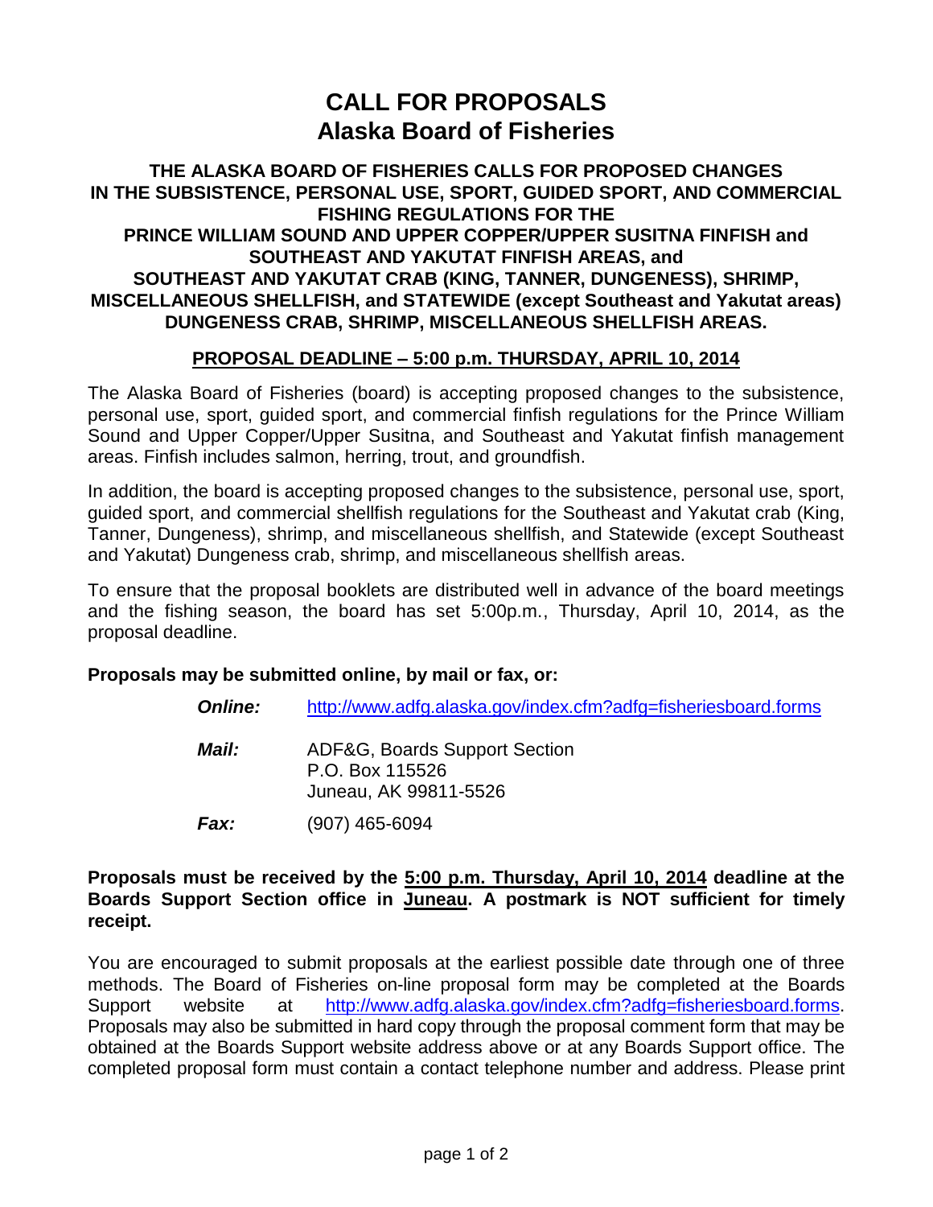# CALL FOR PROPOSALS
# Alaska Board of Fisheries

**THE ALASKA BOARD OF FISHERIES CALLS FOR PROPOSED CHANGES IN THE SUBSISTENCE, PERSONAL USE, SPORT, GUIDED SPORT, AND COMMERCIAL FISHING REGULATIONS FOR THE PRINCE WILLIAM SOUND AND UPPER COPPER/UPPER SUSITNA FINFISH and SOUTHEAST AND YAKUTAT FINFISH AREAS, and SOUTHEAST AND YAKUTAT CRAB (KING, TANNER, DUNGENESS), SHRIMP, MISCELLANEOUS SHELLFISH, and STATEWIDE (except Southeast and Yakutat areas) DUNGENESS CRAB, SHRIMP, MISCELLANEOUS SHELLFISH AREAS.**

**PROPOSAL DEADLINE – 5:00 p.m. THURSDAY, APRIL 10, 2014**

The Alaska Board of Fisheries (board) is accepting proposed changes to the subsistence, personal use, sport, guided sport, and commercial finfish regulations for the Prince William Sound and Upper Copper/Upper Susitna, and Southeast and Yakutat finfish management areas. Finfish includes salmon, herring, trout, and groundfish.

In addition, the board is accepting proposed changes to the subsistence, personal use, sport, guided sport, and commercial shellfish regulations for the Southeast and Yakutat crab (King, Tanner, Dungeness), shrimp, and miscellaneous shellfish, and Statewide (except Southeast and Yakutat) Dungeness crab, shrimp, and miscellaneous shellfish areas.

To ensure that the proposal booklets are distributed well in advance of the board meetings and the fishing season, the board has set 5:00p.m., Thursday, April 10, 2014, as the proposal deadline.

**Proposals may be submitted online, by mail or fax, or:**

***Online:*** http://www.adfg.alaska.gov/index.cfm?adfg=fisheriesboard.forms

***Mail:*** ADF&G, Boards Support Section
P.O. Box 115526
Juneau, AK 99811-5526

***Fax:*** (907) 465-6094

**Proposals must be received by the 5:00 p.m. Thursday, April 10, 2014 deadline at the Boards Support Section office in Juneau. A postmark is NOT sufficient for timely receipt.**

You are encouraged to submit proposals at the earliest possible date through one of three methods. The Board of Fisheries on-line proposal form may be completed at the Boards Support website at http://www.adfg.alaska.gov/index.cfm?adfg=fisheriesboard.forms. Proposals may also be submitted in hard copy through the proposal comment form that may be obtained at the Boards Support website address above or at any Boards Support office. The completed proposal form must contain a contact telephone number and address. Please print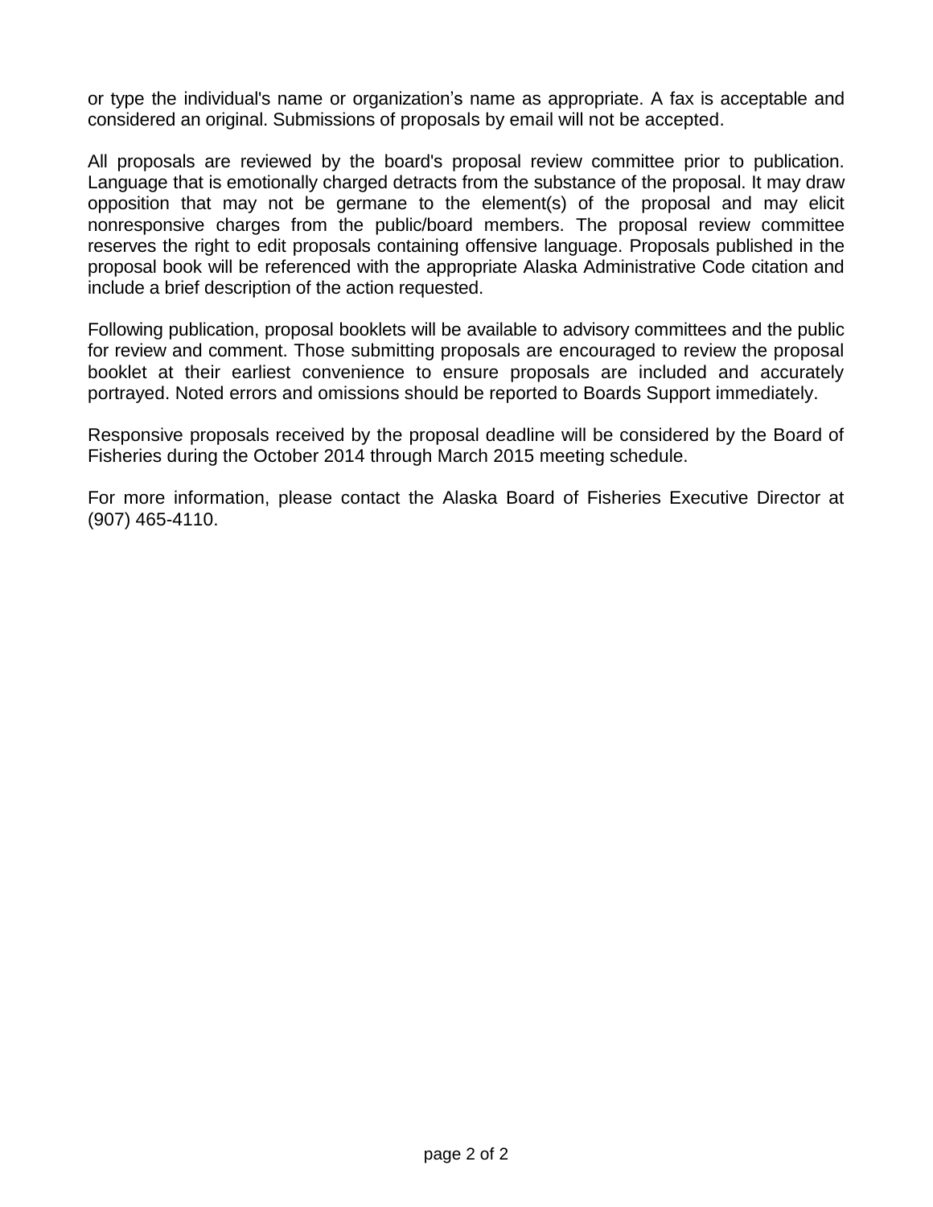or type the individual's name or organization's name as appropriate. A fax is acceptable and considered an original. Submissions of proposals by email will not be accepted.

All proposals are reviewed by the board's proposal review committee prior to publication. Language that is emotionally charged detracts from the substance of the proposal. It may draw opposition that may not be germane to the element(s) of the proposal and may elicit nonresponsive charges from the public/board members. The proposal review committee reserves the right to edit proposals containing offensive language. Proposals published in the proposal book will be referenced with the appropriate Alaska Administrative Code citation and include a brief description of the action requested.

Following publication, proposal booklets will be available to advisory committees and the public for review and comment. Those submitting proposals are encouraged to review the proposal booklet at their earliest convenience to ensure proposals are included and accurately portrayed. Noted errors and omissions should be reported to Boards Support immediately.

Responsive proposals received by the proposal deadline will be considered by the Board of Fisheries during the October 2014 through March 2015 meeting schedule.

For more information, please contact the Alaska Board of Fisheries Executive Director at (907) 465-4110.